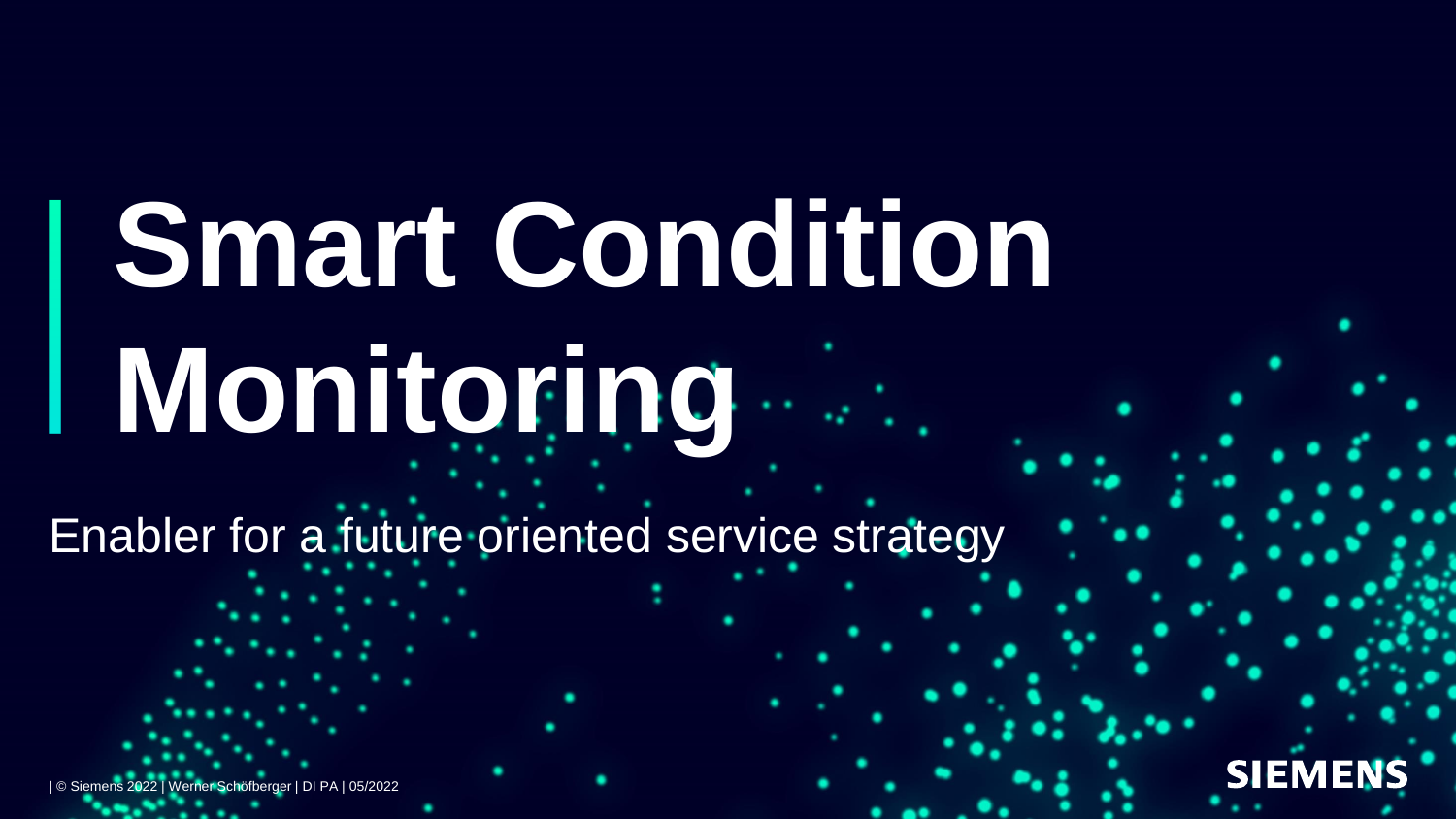# Smart Condition Monitoring

Enabler for a future oriented service strategy

| © Siemens 2022 | Werner Schöfberger | DI PA | 05/2022

SIEMENS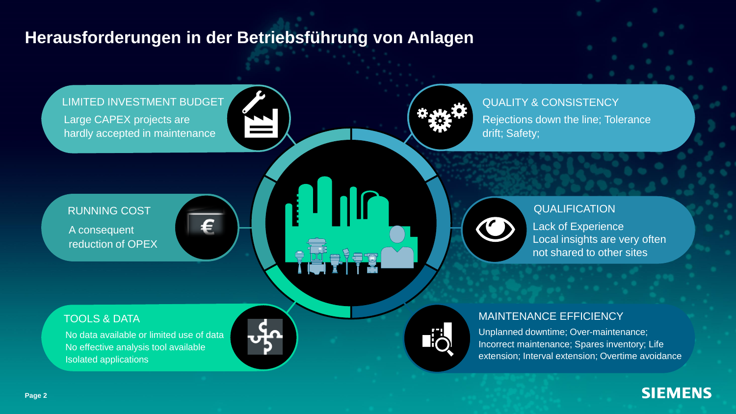# Herausforderungen in der Betriebsführung von Anlagen

## LIMITED INVESTMENT BUDGET

Large CAPEX projects are hardly accepted in maintenance

## RUNNING COST

A consequent reduction of OPEX

## TOOLS & DATA

No data available or limited use of data
No effective analysis tool available
Isolated applications

## QUALITY & CONSISTENCY

Rejections down the line; Tolerance drift; Safety;

## QUALIFICATION

Lack of Experience
Local insights are very often not shared to other sites

## MAINTENANCE EFFICIENCY

Unplanned downtime; Over-maintenance; Incorrect maintenance; Spares inventory; Life extension; Interval extension; Overtime avoidance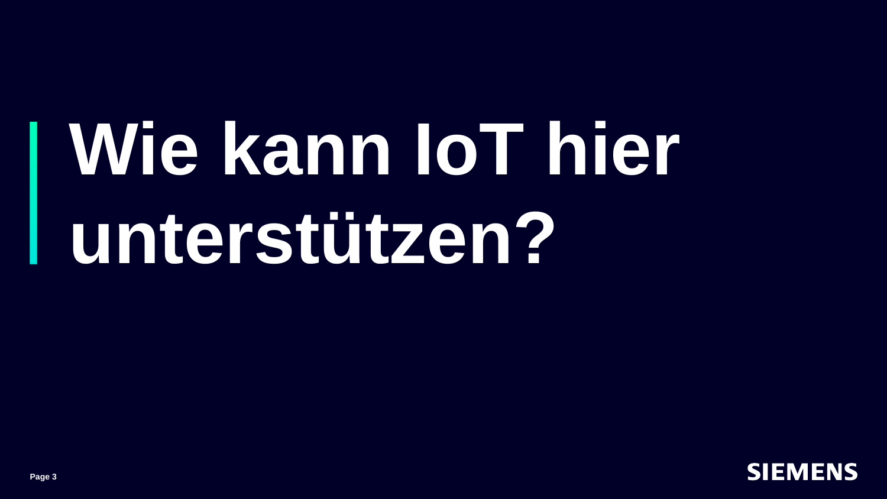# Wie kann IoT hier unterstützen?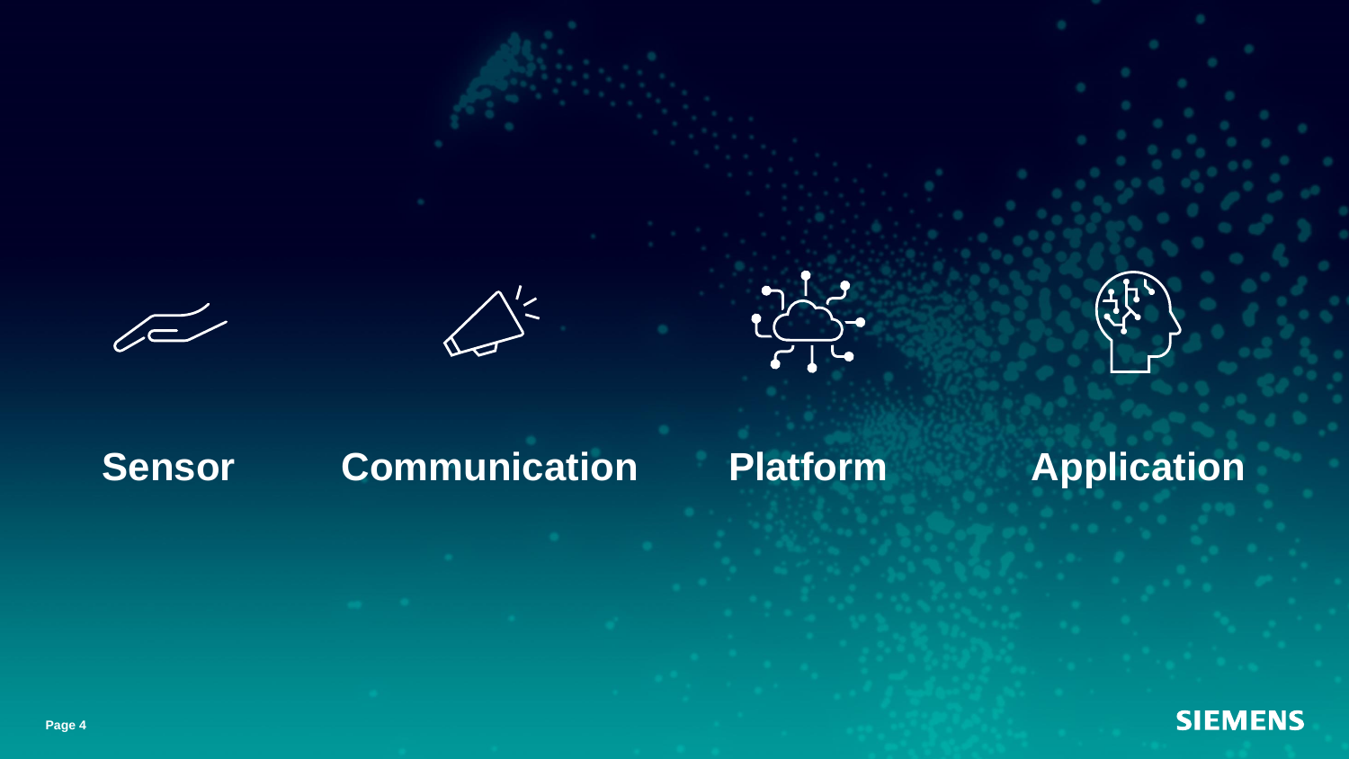**Sensor**

**Communication**

**Platform**

**Application**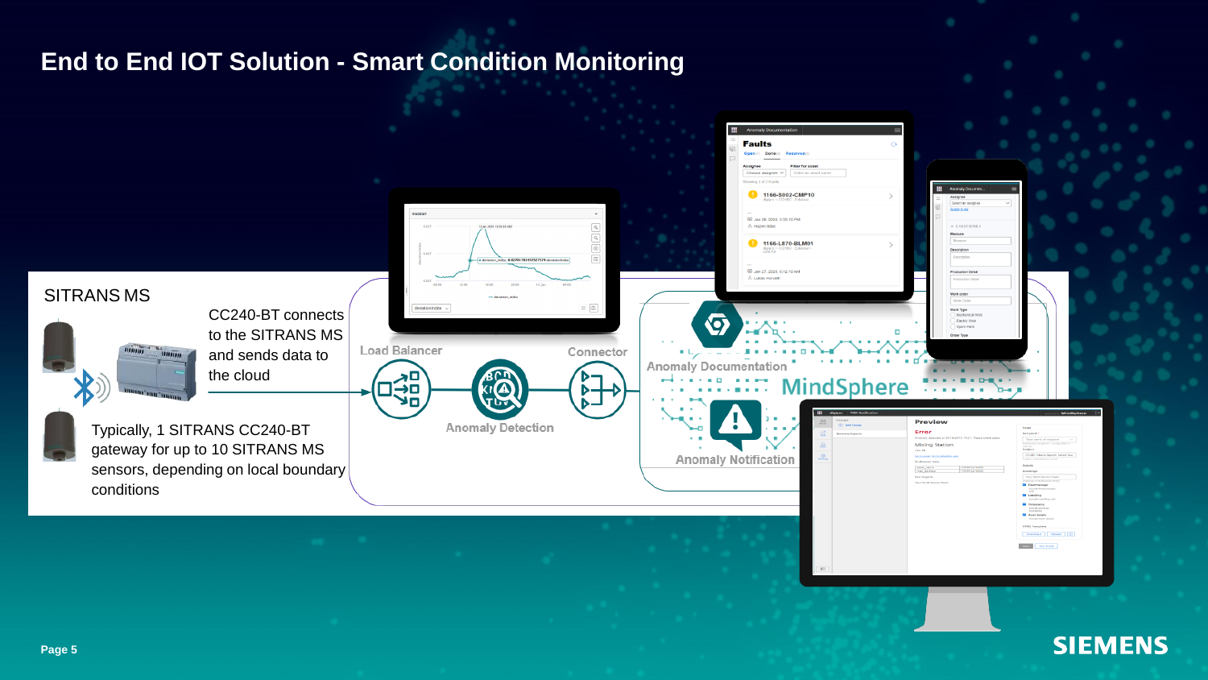# End to End IOT Solution - Smart Condition Monitoring

SITRANS MS

CC240-BT connects to the SITRANS MS and sends data to the cloud

Typically, 1 SITRANS CC240-BT gateway for up to 10 SITRANS MS sensors, depending on local boundary conditions

Load Balancer

Anomaly Detection

Connector

Anomaly Documentation

MindSphere

Anomaly Notification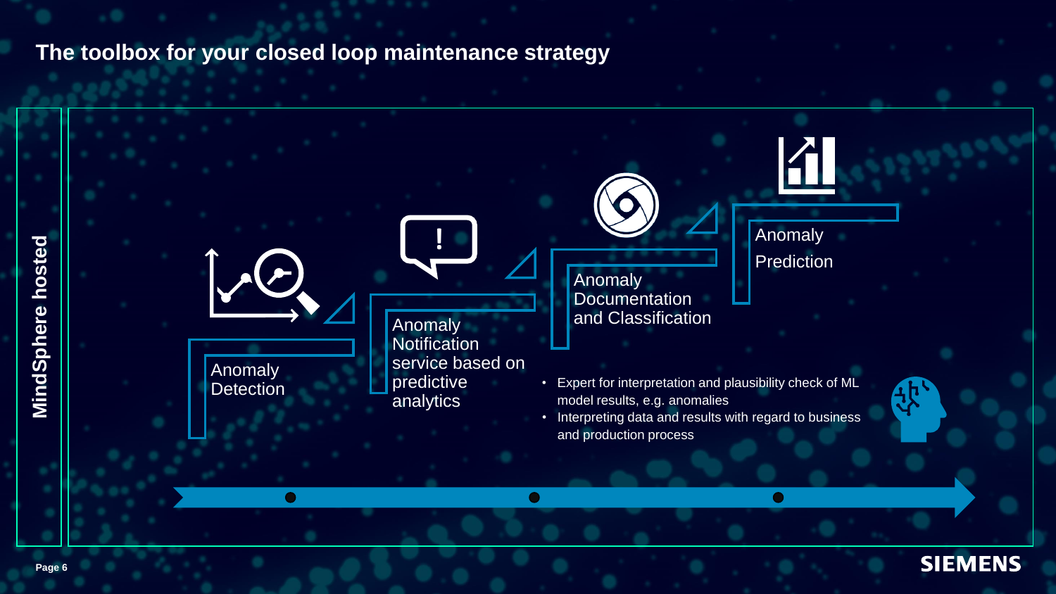# The toolbox for your closed loop maintenance strategy

MindSphere hosted

Anomaly Detection

Anomaly Notification service based on predictive analytics

Anomaly Documentation and Classification

Anomaly Prediction

- Expert for interpretation and plausibility check of ML model results, e.g. anomalies
- Interpreting data and results with regard to business and production process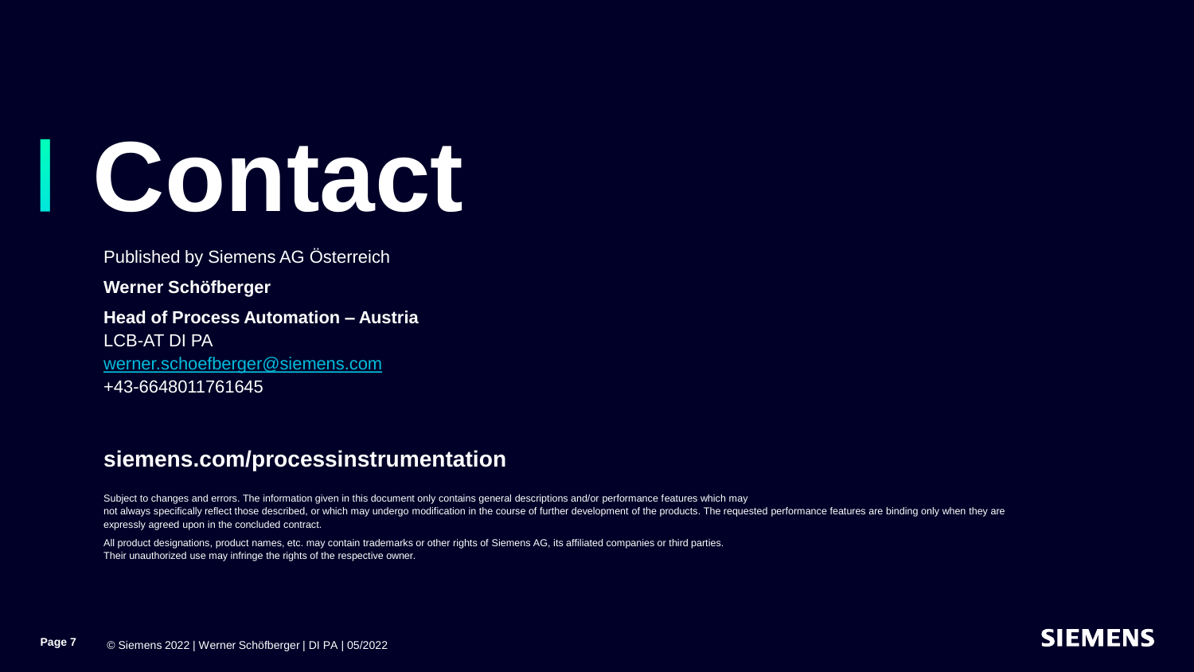# Contact

Published by Siemens AG Österreich

**Werner Schöfberger**

**Head of Process Automation – Austria**
LCB-AT DI PA
werner.schoefberger@siemens.com
+43-6648011761645

**siemens.com/processinstrumentation**

Subject to changes and errors. The information given in this document only contains general descriptions and/or performance features which may not always specifically reflect those described, or which may undergo modification in the course of further development of the products. The requested performance features are binding only when they are expressly agreed upon in the concluded contract.

All product designations, product names, etc. may contain trademarks or other rights of Siemens AG, its affiliated companies or third parties. Their unauthorized use may infringe the rights of the respective owner.